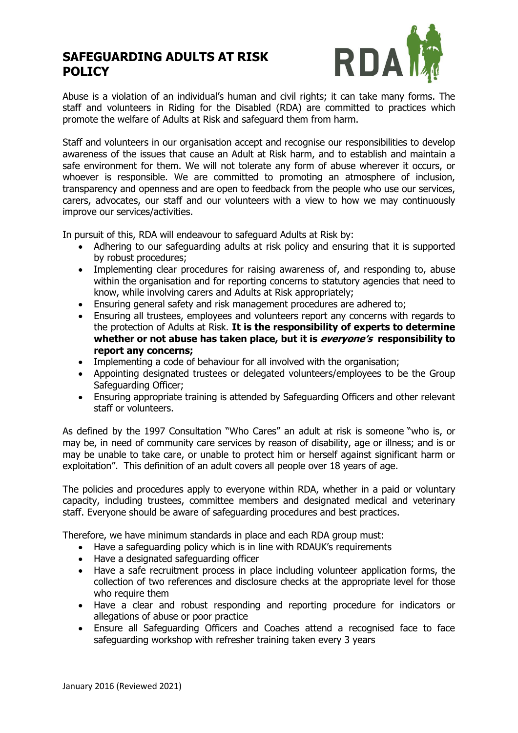# SAFEGUARDING ADULTS AT RISK POLICY

Abuse is a violation of an individual's human and civil rights; it can take many forms. The staff and volunteers in Riding for the Disabled (RDA) are committed to practices which promote the welfare of Adults at Risk and safeguard them from harm.

Staff and volunteers in our organisation accept and recognise our responsibilities to develop awareness of the issues that cause an Adult at Risk harm, and to establish and maintain a safe environment for them. We will not tolerate any form of abuse wherever it occurs, or whoever is responsible. We are committed to promoting an atmosphere of inclusion, transparency and openness and are open to feedback from the people who use our services, carers, advocates, our staff and our volunteers with a view to how we may continuously improve our services/activities.

In pursuit of this, RDA will endeavour to safeguard Adults at Risk by:

- Adhering to our safeguarding adults at risk policy and ensuring that it is supported by robust procedures;
- Implementing clear procedures for raising awareness of, and responding to, abuse within the organisation and for reporting concerns to statutory agencies that need to know, while involving carers and Adults at Risk appropriately;
- Ensuring general safety and risk management procedures are adhered to;
- Ensuring all trustees, employees and volunteers report any concerns with regards to the protection of Adults at Risk. **It is the responsibility of experts to determine whether or not abuse has taken place, but it is *everyone's* responsibility to report any concerns;**
- Implementing a code of behaviour for all involved with the organisation;
- Appointing designated trustees or delegated volunteers/employees to be the Group Safeguarding Officer;
- Ensuring appropriate training is attended by Safeguarding Officers and other relevant staff or volunteers.

As defined by the 1997 Consultation "Who Cares" an adult at risk is someone "who is, or may be, in need of community care services by reason of disability, age or illness; and is or may be unable to take care, or unable to protect him or herself against significant harm or exploitation". This definition of an adult covers all people over 18 years of age.

The policies and procedures apply to everyone within RDA, whether in a paid or voluntary capacity, including trustees, committee members and designated medical and veterinary staff. Everyone should be aware of safeguarding procedures and best practices.

Therefore, we have minimum standards in place and each RDA group must:

- Have a safeguarding policy which is in line with RDAUK's requirements
- Have a designated safeguarding officer
- Have a safe recruitment process in place including volunteer application forms, the collection of two references and disclosure checks at the appropriate level for those who require them
- Have a clear and robust responding and reporting procedure for indicators or allegations of abuse or poor practice
- Ensure all Safeguarding Officers and Coaches attend a recognised face to face safeguarding workshop with refresher training taken every 3 years

January 2016 (Reviewed 2021)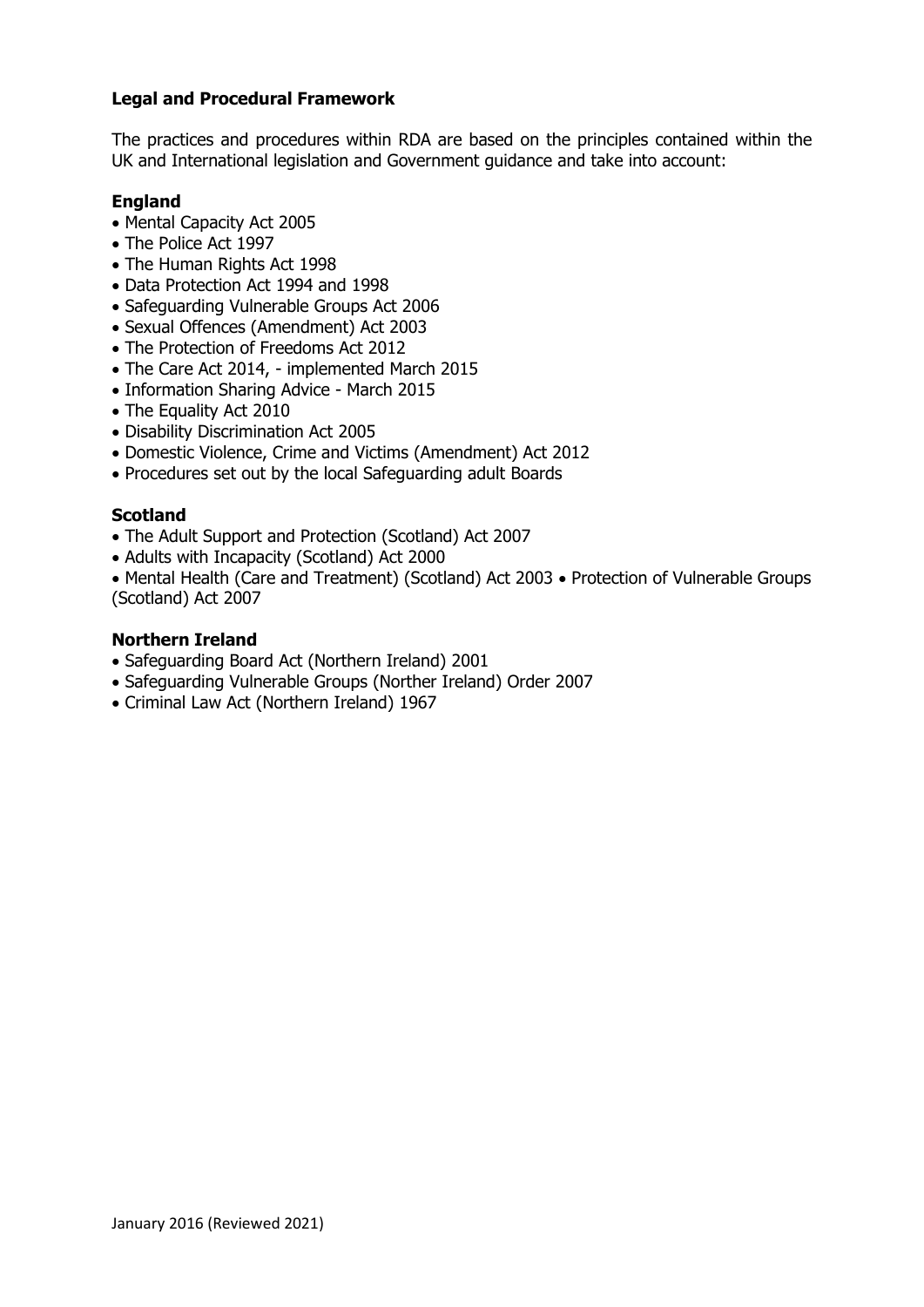**Legal and Procedural Framework**

The practices and procedures within RDA are based on the principles contained within the UK and International legislation and Government guidance and take into account:

**England**

- Mental Capacity Act 2005
- The Police Act 1997
- The Human Rights Act 1998
- Data Protection Act 1994 and 1998
- Safeguarding Vulnerable Groups Act 2006
- Sexual Offences (Amendment) Act 2003
- The Protection of Freedoms Act 2012
- The Care Act 2014, - implemented March 2015
- Information Sharing Advice - March 2015
- The Equality Act 2010
- Disability Discrimination Act 2005
- Domestic Violence, Crime and Victims (Amendment) Act 2012
- Procedures set out by the local Safeguarding adult Boards

**Scotland**

- The Adult Support and Protection (Scotland) Act 2007
- Adults with Incapacity (Scotland) Act 2000
- Mental Health (Care and Treatment) (Scotland) Act 2003 • Protection of Vulnerable Groups (Scotland) Act 2007

**Northern Ireland**

- Safeguarding Board Act (Northern Ireland) 2001
- Safeguarding Vulnerable Groups (Norther Ireland) Order 2007
- Criminal Law Act (Northern Ireland) 1967

January 2016 (Reviewed 2021)